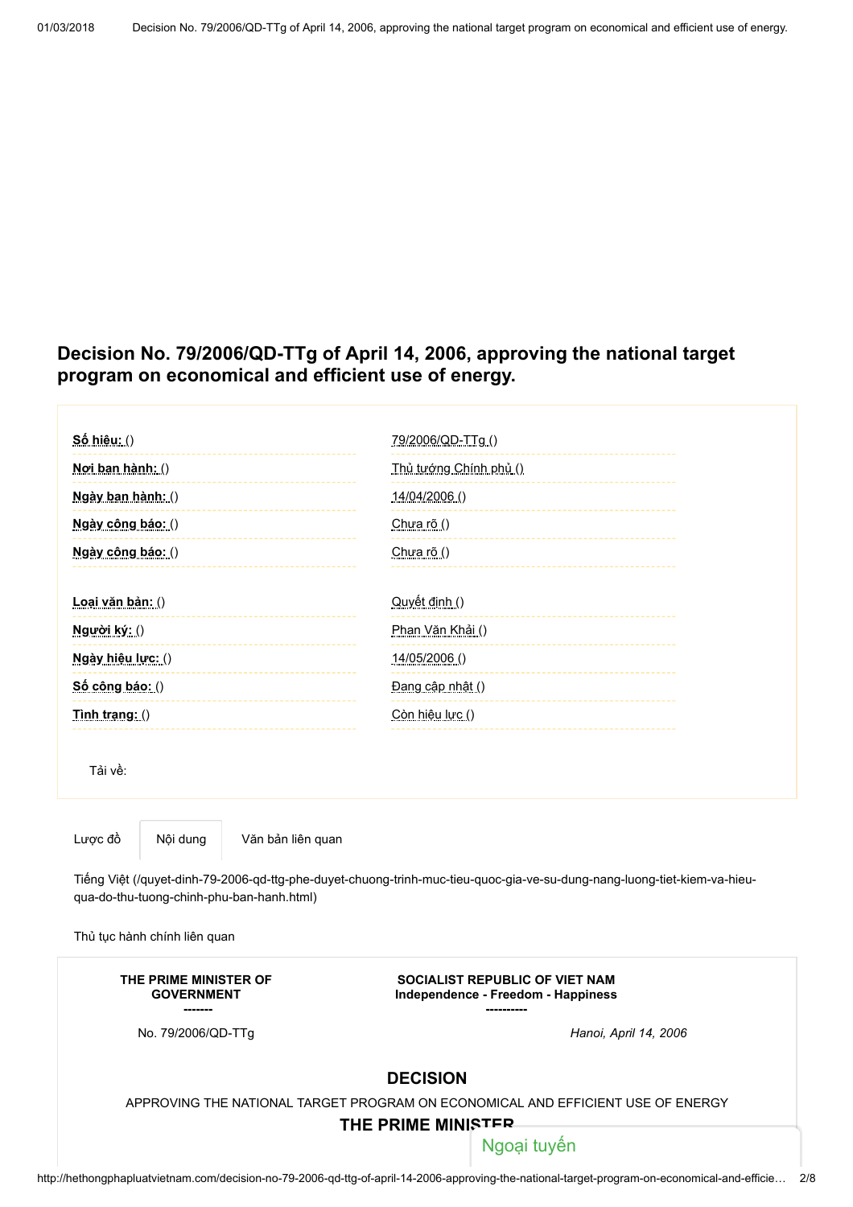# Decision No. 79/2006/QD-TTg of April 14, 2006, approving the national target program on economical and efficient use of energy.

| | |
|---|---|
| Số hiệu: () | 79/2006/QD-TTg () |
| Nơi ban hành: () | Thủ tướng Chính phủ () |
| Ngày ban hành: () | 14/04/2006 () |
| Ngày công báo: () | Chưa rõ () |
| Ngày công báo: () | Chưa rõ () |
| Loại văn bản: () | Quyết định () |
| Người ký: () | Phan Văn Khải () |
| Ngày hiệu lực: () | 14/05/2006 () |
| Số công báo: () | Đang cập nhật () |
| Tình trạng: () | Còn hiệu lực () |

Tải về:

Lược đồ | Nội dung | Văn bản liên quan

Tiếng Việt (/quyet-dinh-79-2006-qd-ttg-phe-duyet-chuong-trinh-muc-tieu-quoc-gia-ve-su-dung-nang-luong-tiet-kiem-va-hieu-qua-do-thu-tuong-chinh-phu-ban-hanh.html)

Thủ tục hành chính liên quan

| THE PRIME MINISTER OF GOVERNMENT ------- | SOCIALIST REPUBLIC OF VIET NAM Independence - Freedom - Happiness ---------- |
|---|---|
| No. 79/2006/QD-TTg | *Hanoi, April 14, 2006* |

## DECISION

APPROVING THE NATIONAL TARGET PROGRAM ON ECONOMICAL AND EFFICIENT USE OF ENERGY

### THE PRIME MINISTER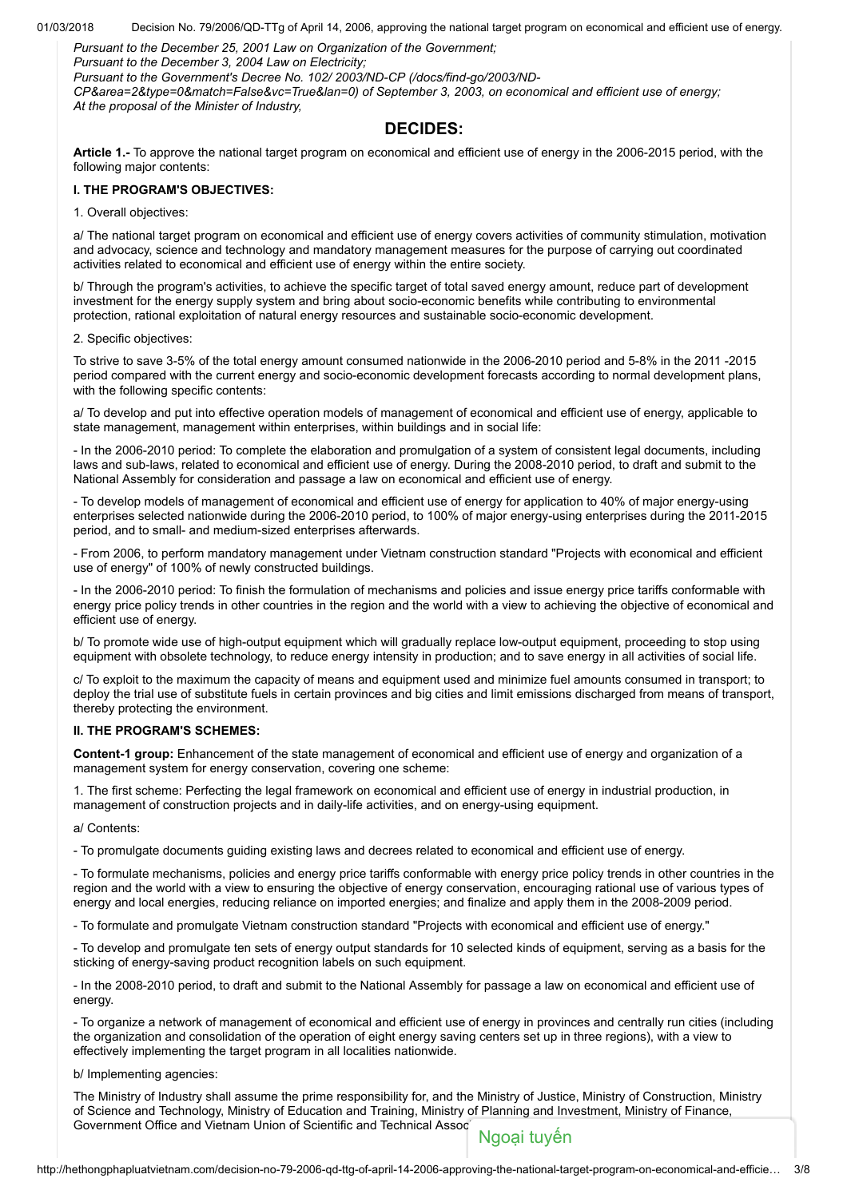*Pursuant to the December 25, 2001 Law on Organization of the Government;*
*Pursuant to the December 3, 2004 Law on Electricity;*
*Pursuant to the Government's Decree No. 102/ 2003/ND-CP (/docs/find-go/2003/ND-CP&area=2&type=0&match=False&vc=True&lan=0) of September 3, 2003, on economical and efficient use of energy;*
*At the proposal of the Minister of Industry,*

## DECIDES:

**Article 1.-** To approve the national target program on economical and efficient use of energy in the 2006-2015 period, with the following major contents:

**I. THE PROGRAM'S OBJECTIVES:**

1. Overall objectives:

a/ The national target program on economical and efficient use of energy covers activities of community stimulation, motivation and advocacy, science and technology and mandatory management measures for the purpose of carrying out coordinated activities related to economical and efficient use of energy within the entire society.

b/ Through the program's activities, to achieve the specific target of total saved energy amount, reduce part of development investment for the energy supply system and bring about socio-economic benefits while contributing to environmental protection, rational exploitation of natural energy resources and sustainable socio-economic development.

2. Specific objectives:

To strive to save 3-5% of the total energy amount consumed nationwide in the 2006-2010 period and 5-8% in the 2011 -2015 period compared with the current energy and socio-economic development forecasts according to normal development plans, with the following specific contents:

a/ To develop and put into effective operation models of management of economical and efficient use of energy, applicable to state management, management within enterprises, within buildings and in social life:

- In the 2006-2010 period: To complete the elaboration and promulgation of a system of consistent legal documents, including laws and sub-laws, related to economical and efficient use of energy. During the 2008-2010 period, to draft and submit to the National Assembly for consideration and passage a law on economical and efficient use of energy.

- To develop models of management of economical and efficient use of energy for application to 40% of major energy-using enterprises selected nationwide during the 2006-2010 period, to 100% of major energy-using enterprises during the 2011-2015 period, and to small- and medium-sized enterprises afterwards.

- From 2006, to perform mandatory management under Vietnam construction standard "Projects with economical and efficient use of energy" of 100% of newly constructed buildings.

- In the 2006-2010 period: To finish the formulation of mechanisms and policies and issue energy price tariffs conformable with energy price policy trends in other countries in the region and the world with a view to achieving the objective of economical and efficient use of energy.

b/ To promote wide use of high-output equipment which will gradually replace low-output equipment, proceeding to stop using equipment with obsolete technology, to reduce energy intensity in production; and to save energy in all activities of social life.

c/ To exploit to the maximum the capacity of means and equipment used and minimize fuel amounts consumed in transport; to deploy the trial use of substitute fuels in certain provinces and big cities and limit emissions discharged from means of transport, thereby protecting the environment.

**II. THE PROGRAM'S SCHEMES:**

**Content-1 group:** Enhancement of the state management of economical and efficient use of energy and organization of a management system for energy conservation, covering one scheme:

1. The first scheme: Perfecting the legal framework on economical and efficient use of energy in industrial production, in management of construction projects and in daily-life activities, and on energy-using equipment.

a/ Contents:

- To promulgate documents guiding existing laws and decrees related to economical and efficient use of energy.

- To formulate mechanisms, policies and energy price tariffs conformable with energy price policy trends in other countries in the region and the world with a view to ensuring the objective of energy conservation, encouraging rational use of various types of energy and local energies, reducing reliance on imported energies; and finalize and apply them in the 2008-2009 period.

- To formulate and promulgate Vietnam construction standard "Projects with economical and efficient use of energy."

- To develop and promulgate ten sets of energy output standards for 10 selected kinds of equipment, serving as a basis for the sticking of energy-saving product recognition labels on such equipment.

- In the 2008-2010 period, to draft and submit to the National Assembly for passage a law on economical and efficient use of energy.

- To organize a network of management of economical and efficient use of energy in provinces and centrally run cities (including the organization and consolidation of the operation of eight energy saving centers set up in three regions), with a view to effectively implementing the target program in all localities nationwide.

b/ Implementing agencies:

The Ministry of Industry shall assume the prime responsibility for, and the Ministry of Justice, Ministry of Construction, Ministry of Science and Technology, Ministry of Education and Training, Ministry of Planning and Investment, Ministry of Finance, Government Office and Vietnam Union of Scientific and Technical Assoc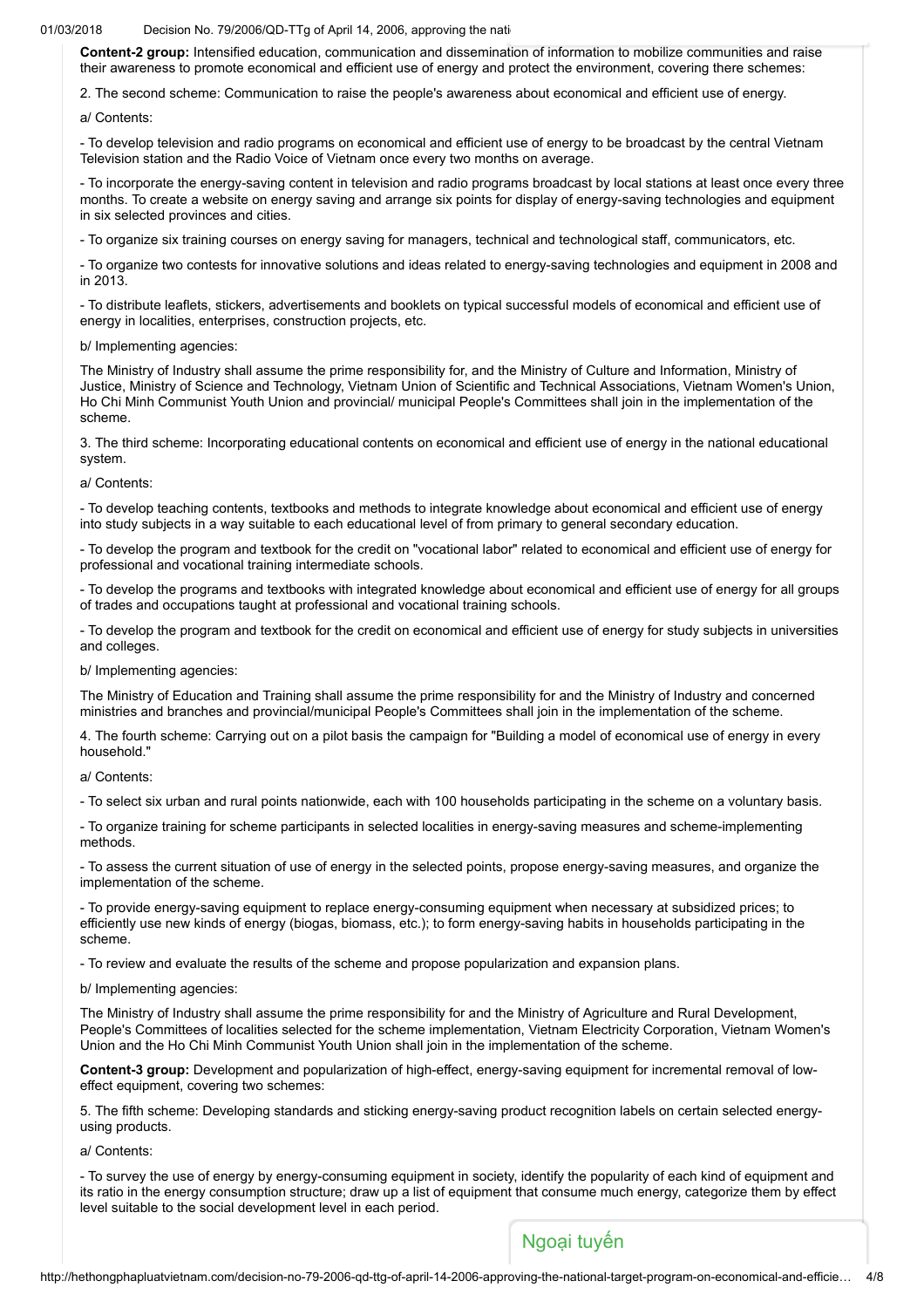**Content-2 group:** Intensified education, communication and dissemination of information to mobilize communities and raise their awareness to promote economical and efficient use of energy and protect the environment, covering there schemes:

2. The second scheme: Communication to raise the people's awareness about economical and efficient use of energy.

a/ Contents:

- To develop television and radio programs on economical and efficient use of energy to be broadcast by the central Vietnam Television station and the Radio Voice of Vietnam once every two months on average.

- To incorporate the energy-saving content in television and radio programs broadcast by local stations at least once every three months. To create a website on energy saving and arrange six points for display of energy-saving technologies and equipment in six selected provinces and cities.

- To organize six training courses on energy saving for managers, technical and technological staff, communicators, etc.

- To organize two contests for innovative solutions and ideas related to energy-saving technologies and equipment in 2008 and in 2013.

- To distribute leaflets, stickers, advertisements and booklets on typical successful models of economical and efficient use of energy in localities, enterprises, construction projects, etc.

b/ Implementing agencies:

The Ministry of Industry shall assume the prime responsibility for, and the Ministry of Culture and Information, Ministry of Justice, Ministry of Science and Technology, Vietnam Union of Scientific and Technical Associations, Vietnam Women's Union, Ho Chi Minh Communist Youth Union and provincial/ municipal People's Committees shall join in the implementation of the scheme.

3. The third scheme: Incorporating educational contents on economical and efficient use of energy in the national educational system.

a/ Contents:

- To develop teaching contents, textbooks and methods to integrate knowledge about economical and efficient use of energy into study subjects in a way suitable to each educational level of from primary to general secondary education.

- To develop the program and textbook for the credit on "vocational labor" related to economical and efficient use of energy for professional and vocational training intermediate schools.

- To develop the programs and textbooks with integrated knowledge about economical and efficient use of energy for all groups of trades and occupations taught at professional and vocational training schools.

- To develop the program and textbook for the credit on economical and efficient use of energy for study subjects in universities and colleges.

b/ Implementing agencies:

The Ministry of Education and Training shall assume the prime responsibility for and the Ministry of Industry and concerned ministries and branches and provincial/municipal People's Committees shall join in the implementation of the scheme.

4. The fourth scheme: Carrying out on a pilot basis the campaign for "Building a model of economical use of energy in every household."

a/ Contents:

- To select six urban and rural points nationwide, each with 100 households participating in the scheme on a voluntary basis.

- To organize training for scheme participants in selected localities in energy-saving measures and scheme-implementing methods.

- To assess the current situation of use of energy in the selected points, propose energy-saving measures, and organize the implementation of the scheme.

- To provide energy-saving equipment to replace energy-consuming equipment when necessary at subsidized prices; to efficiently use new kinds of energy (biogas, biomass, etc.); to form energy-saving habits in households participating in the scheme.

- To review and evaluate the results of the scheme and propose popularization and expansion plans.

b/ Implementing agencies:

The Ministry of Industry shall assume the prime responsibility for and the Ministry of Agriculture and Rural Development, People's Committees of localities selected for the scheme implementation, Vietnam Electricity Corporation, Vietnam Women's Union and the Ho Chi Minh Communist Youth Union shall join in the implementation of the scheme.

**Content-3 group:** Development and popularization of high-effect, energy-saving equipment for incremental removal of low-effect equipment, covering two schemes:

5. The fifth scheme: Developing standards and sticking energy-saving product recognition labels on certain selected energy-using products.

a/ Contents:

- To survey the use of energy by energy-consuming equipment in society, identify the popularity of each kind of equipment and its ratio in the energy consumption structure; draw up a list of equipment that consume much energy, categorize them by effect level suitable to the social development level in each period.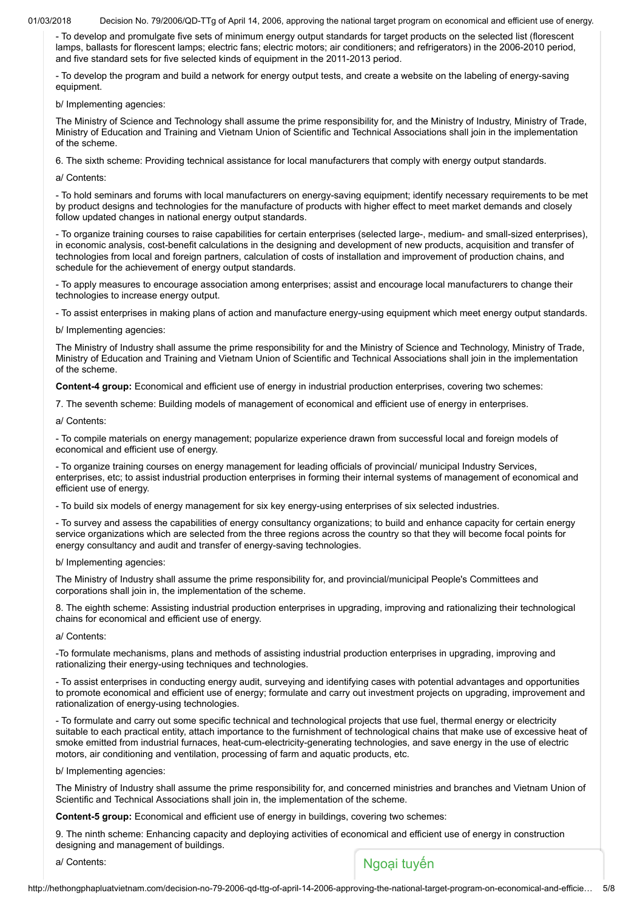- To develop and promulgate five sets of minimum energy output standards for target products on the selected list (florescent lamps, ballasts for florescent lamps; electric fans; electric motors; air conditioners; and refrigerators) in the 2006-2010 period, and five standard sets for five selected kinds of equipment in the 2011-2013 period.

- To develop the program and build a network for energy output tests, and create a website on the labeling of energy-saving equipment.

b/ Implementing agencies:

The Ministry of Science and Technology shall assume the prime responsibility for, and the Ministry of Industry, Ministry of Trade, Ministry of Education and Training and Vietnam Union of Scientific and Technical Associations shall join in the implementation of the scheme.

6. The sixth scheme: Providing technical assistance for local manufacturers that comply with energy output standards.

a/ Contents:

- To hold seminars and forums with local manufacturers on energy-saving equipment; identify necessary requirements to be met by product designs and technologies for the manufacture of products with higher effect to meet market demands and closely follow updated changes in national energy output standards.

- To organize training courses to raise capabilities for certain enterprises (selected large-, medium- and small-sized enterprises), in economic analysis, cost-benefit calculations in the designing and development of new products, acquisition and transfer of technologies from local and foreign partners, calculation of costs of installation and improvement of production chains, and schedule for the achievement of energy output standards.

- To apply measures to encourage association among enterprises; assist and encourage local manufacturers to change their technologies to increase energy output.

- To assist enterprises in making plans of action and manufacture energy-using equipment which meet energy output standards.

b/ Implementing agencies:

The Ministry of Industry shall assume the prime responsibility for and the Ministry of Science and Technology, Ministry of Trade, Ministry of Education and Training and Vietnam Union of Scientific and Technical Associations shall join in the implementation of the scheme.

**Content-4 group:** Economical and efficient use of energy in industrial production enterprises, covering two schemes:

7. The seventh scheme: Building models of management of economical and efficient use of energy in enterprises.

a/ Contents:

- To compile materials on energy management; popularize experience drawn from successful local and foreign models of economical and efficient use of energy.

- To organize training courses on energy management for leading officials of provincial/ municipal Industry Services, enterprises, etc; to assist industrial production enterprises in forming their internal systems of management of economical and efficient use of energy.

- To build six models of energy management for six key energy-using enterprises of six selected industries.

- To survey and assess the capabilities of energy consultancy organizations; to build and enhance capacity for certain energy service organizations which are selected from the three regions across the country so that they will become focal points for energy consultancy and audit and transfer of energy-saving technologies.

b/ Implementing agencies:

The Ministry of Industry shall assume the prime responsibility for, and provincial/municipal People's Committees and corporations shall join in, the implementation of the scheme.

8. The eighth scheme: Assisting industrial production enterprises in upgrading, improving and rationalizing their technological chains for economical and efficient use of energy.

a/ Contents:

-To formulate mechanisms, plans and methods of assisting industrial production enterprises in upgrading, improving and rationalizing their energy-using techniques and technologies.

- To assist enterprises in conducting energy audit, surveying and identifying cases with potential advantages and opportunities to promote economical and efficient use of energy; formulate and carry out investment projects on upgrading, improvement and rationalization of energy-using technologies.

- To formulate and carry out some specific technical and technological projects that use fuel, thermal energy or electricity suitable to each practical entity, attach importance to the furnishment of technological chains that make use of excessive heat of smoke emitted from industrial furnaces, heat-cum-electricity-generating technologies, and save energy in the use of electric motors, air conditioning and ventilation, processing of farm and aquatic products, etc.

b/ Implementing agencies:

The Ministry of Industry shall assume the prime responsibility for, and concerned ministries and branches and Vietnam Union of Scientific and Technical Associations shall join in, the implementation of the scheme.

**Content-5 group:** Economical and efficient use of energy in buildings, covering two schemes:

9. The ninth scheme: Enhancing capacity and deploying activities of economical and efficient use of energy in construction designing and management of buildings.

a/ Contents: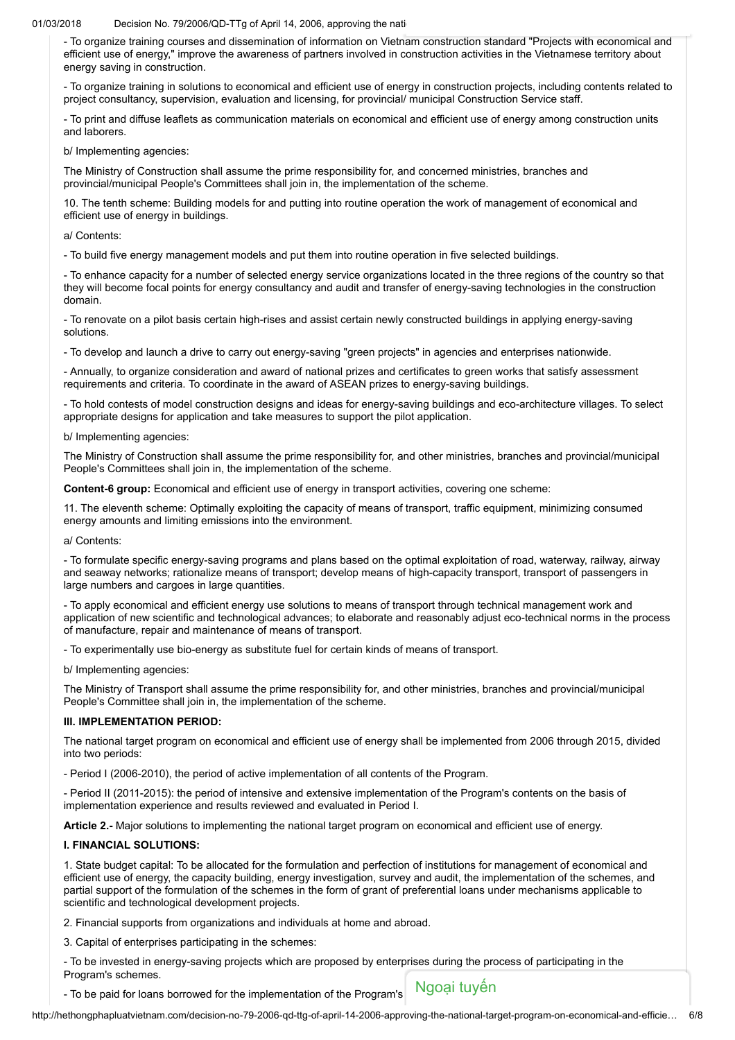- To organize training courses and dissemination of information on Vietnam construction standard "Projects with economical and efficient use of energy," improve the awareness of partners involved in construction activities in the Vietnamese territory about energy saving in construction.

- To organize training in solutions to economical and efficient use of energy in construction projects, including contents related to project consultancy, supervision, evaluation and licensing, for provincial/ municipal Construction Service staff.

- To print and diffuse leaflets as communication materials on economical and efficient use of energy among construction units and laborers.

b/ Implementing agencies:

The Ministry of Construction shall assume the prime responsibility for, and concerned ministries, branches and provincial/municipal People's Committees shall join in, the implementation of the scheme.

10. The tenth scheme: Building models for and putting into routine operation the work of management of economical and efficient use of energy in buildings.

a/ Contents:

- To build five energy management models and put them into routine operation in five selected buildings.

- To enhance capacity for a number of selected energy service organizations located in the three regions of the country so that they will become focal points for energy consultancy and audit and transfer of energy-saving technologies in the construction domain.

- To renovate on a pilot basis certain high-rises and assist certain newly constructed buildings in applying energy-saving solutions.

- To develop and launch a drive to carry out energy-saving "green projects" in agencies and enterprises nationwide.

- Annually, to organize consideration and award of national prizes and certificates to green works that satisfy assessment requirements and criteria. To coordinate in the award of ASEAN prizes to energy-saving buildings.

- To hold contests of model construction designs and ideas for energy-saving buildings and eco-architecture villages. To select appropriate designs for application and take measures to support the pilot application.

b/ Implementing agencies:

The Ministry of Construction shall assume the prime responsibility for, and other ministries, branches and provincial/municipal People's Committees shall join in, the implementation of the scheme.

**Content-6 group:** Economical and efficient use of energy in transport activities, covering one scheme:

11. The eleventh scheme: Optimally exploiting the capacity of means of transport, traffic equipment, minimizing consumed energy amounts and limiting emissions into the environment.

a/ Contents:

- To formulate specific energy-saving programs and plans based on the optimal exploitation of road, waterway, railway, airway and seaway networks; rationalize means of transport; develop means of high-capacity transport, transport of passengers in large numbers and cargoes in large quantities.

- To apply economical and efficient energy use solutions to means of transport through technical management work and application of new scientific and technological advances; to elaborate and reasonably adjust eco-technical norms in the process of manufacture, repair and maintenance of means of transport.

- To experimentally use bio-energy as substitute fuel for certain kinds of means of transport.

b/ Implementing agencies:

The Ministry of Transport shall assume the prime responsibility for, and other ministries, branches and provincial/municipal People's Committee shall join in, the implementation of the scheme.

**III. IMPLEMENTATION PERIOD:**

The national target program on economical and efficient use of energy shall be implemented from 2006 through 2015, divided into two periods:

- Period I (2006-2010), the period of active implementation of all contents of the Program.

- Period II (2011-2015): the period of intensive and extensive implementation of the Program's contents on the basis of implementation experience and results reviewed and evaluated in Period I.

**Article 2.-** Major solutions to implementing the national target program on economical and efficient use of energy.

**I. FINANCIAL SOLUTIONS:**

1. State budget capital: To be allocated for the formulation and perfection of institutions for management of economical and efficient use of energy, the capacity building, energy investigation, survey and audit, the implementation of the schemes, and partial support of the formulation of the schemes in the form of grant of preferential loans under mechanisms applicable to scientific and technological development projects.

2. Financial supports from organizations and individuals at home and abroad.

3. Capital of enterprises participating in the schemes:

- To be invested in energy-saving projects which are proposed by enterprises during the process of participating in the Program's schemes.

- To be paid for loans borrowed for the implementation of the Program's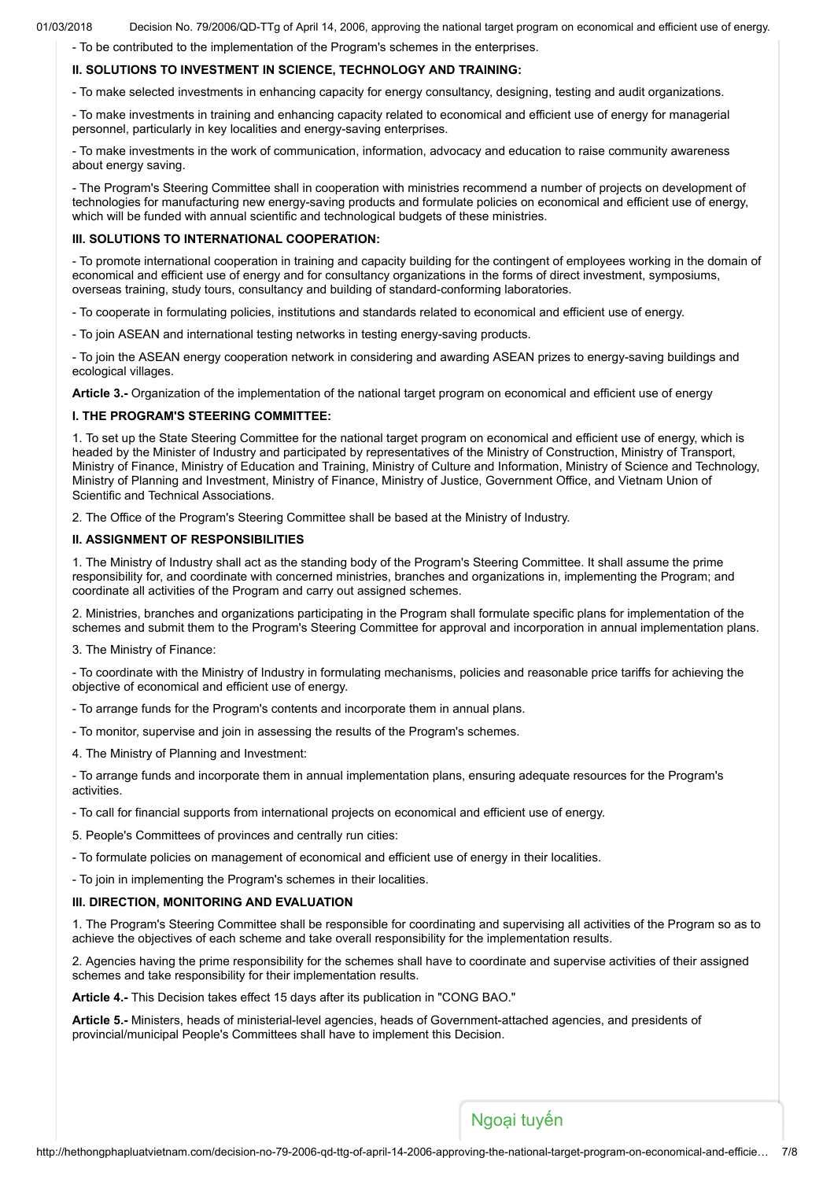- To be contributed to the implementation of the Program's schemes in the enterprises.

**II. SOLUTIONS TO INVESTMENT IN SCIENCE, TECHNOLOGY AND TRAINING:**

- To make selected investments in enhancing capacity for energy consultancy, designing, testing and audit organizations.

- To make investments in training and enhancing capacity related to economical and efficient use of energy for managerial personnel, particularly in key localities and energy-saving enterprises.

- To make investments in the work of communication, information, advocacy and education to raise community awareness about energy saving.

- The Program's Steering Committee shall in cooperation with ministries recommend a number of projects on development of technologies for manufacturing new energy-saving products and formulate policies on economical and efficient use of energy, which will be funded with annual scientific and technological budgets of these ministries.

**III. SOLUTIONS TO INTERNATIONAL COOPERATION:**

- To promote international cooperation in training and capacity building for the contingent of employees working in the domain of economical and efficient use of energy and for consultancy organizations in the forms of direct investment, symposiums, overseas training, study tours, consultancy and building of standard-conforming laboratories.

- To cooperate in formulating policies, institutions and standards related to economical and efficient use of energy.

- To join ASEAN and international testing networks in testing energy-saving products.

- To join the ASEAN energy cooperation network in considering and awarding ASEAN prizes to energy-saving buildings and ecological villages.

**Article 3.-** Organization of the implementation of the national target program on economical and efficient use of energy

**I. THE PROGRAM'S STEERING COMMITTEE:**

1. To set up the State Steering Committee for the national target program on economical and efficient use of energy, which is headed by the Minister of Industry and participated by representatives of the Ministry of Construction, Ministry of Transport, Ministry of Finance, Ministry of Education and Training, Ministry of Culture and Information, Ministry of Science and Technology, Ministry of Planning and Investment, Ministry of Finance, Ministry of Justice, Government Office, and Vietnam Union of Scientific and Technical Associations.

2. The Office of the Program's Steering Committee shall be based at the Ministry of Industry.

**II. ASSIGNMENT OF RESPONSIBILITIES**

1. The Ministry of Industry shall act as the standing body of the Program's Steering Committee. It shall assume the prime responsibility for, and coordinate with concerned ministries, branches and organizations in, implementing the Program; and coordinate all activities of the Program and carry out assigned schemes.

2. Ministries, branches and organizations participating in the Program shall formulate specific plans for implementation of the schemes and submit them to the Program's Steering Committee for approval and incorporation in annual implementation plans.

3. The Ministry of Finance:

- To coordinate with the Ministry of Industry in formulating mechanisms, policies and reasonable price tariffs for achieving the objective of economical and efficient use of energy.

- To arrange funds for the Program's contents and incorporate them in annual plans.

- To monitor, supervise and join in assessing the results of the Program's schemes.

4. The Ministry of Planning and Investment:

- To arrange funds and incorporate them in annual implementation plans, ensuring adequate resources for the Program's activities.

- To call for financial supports from international projects on economical and efficient use of energy.

5. People's Committees of provinces and centrally run cities:

- To formulate policies on management of economical and efficient use of energy in their localities.

- To join in implementing the Program's schemes in their localities.

**III. DIRECTION, MONITORING AND EVALUATION**

1. The Program's Steering Committee shall be responsible for coordinating and supervising all activities of the Program so as to achieve the objectives of each scheme and take overall responsibility for the implementation results.

2. Agencies having the prime responsibility for the schemes shall have to coordinate and supervise activities of their assigned schemes and take responsibility for their implementation results.

**Article 4.-** This Decision takes effect 15 days after its publication in "CONG BAO."

**Article 5.-** Ministers, heads of ministerial-level agencies, heads of Government-attached agencies, and presidents of provincial/municipal People's Committees shall have to implement this Decision.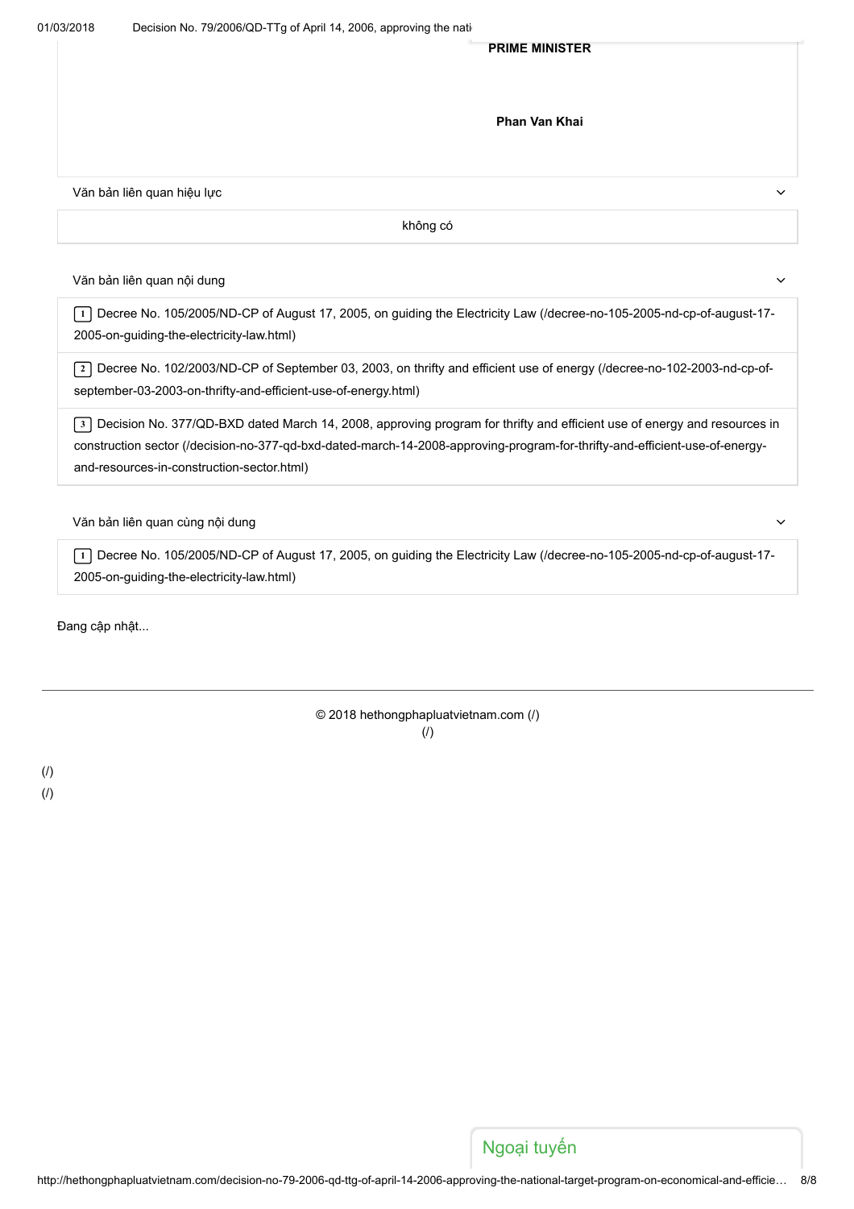**PRIME MINISTER**

**Phan Van Khai**

Văn bản liên quan hiệu lực

không có

Văn bản liên quan nội dung

1 Decree No. 105/2005/ND-CP of August 17, 2005, on guiding the Electricity Law (/decree-no-105-2005-nd-cp-of-august-17-2005-on-guiding-the-electricity-law.html)

2 Decree No. 102/2003/ND-CP of September 03, 2003, on thrifty and efficient use of energy (/decree-no-102-2003-nd-cp-of-september-03-2003-on-thrifty-and-efficient-use-of-energy.html)

3 Decision No. 377/QD-BXD dated March 14, 2008, approving program for thrifty and efficient use of energy and resources in construction sector (/decision-no-377-qd-bxd-dated-march-14-2008-approving-program-for-thrifty-and-efficient-use-of-energy-and-resources-in-construction-sector.html)

Văn bản liên quan cùng nội dung

1 Decree No. 105/2005/ND-CP of August 17, 2005, on guiding the Electricity Law (/decree-no-105-2005-nd-cp-of-august-17-2005-on-guiding-the-electricity-law.html)

Đang cập nhật...

© 2018 hethongphapluatvietnam.com (/)
(/)

(/)
(/)

Ngoại tuyến